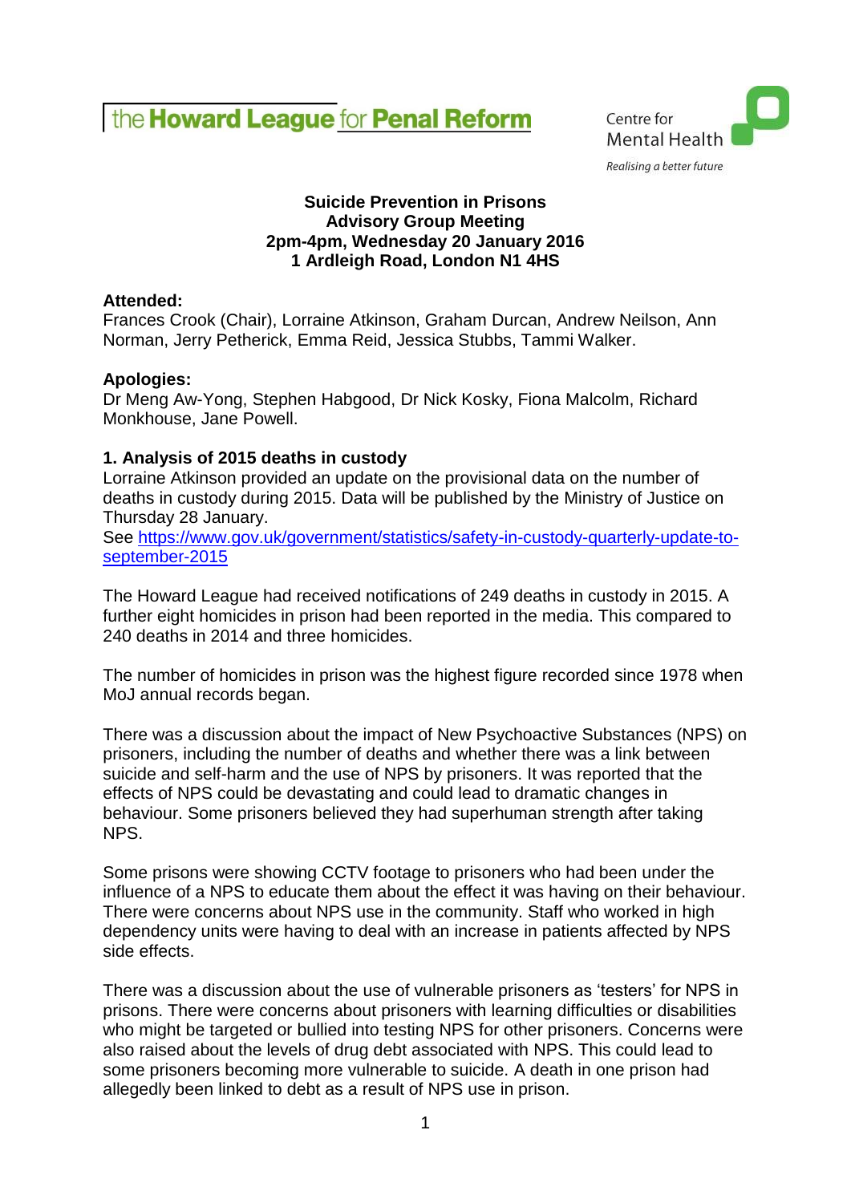the **Howard League** for **Penal Reform**

Centre for Mental Health
*Realising a better future*

**Suicide Prevention in Prisons**
**Advisory Group Meeting**
**2pm-4pm, Wednesday 20 January 2016**
**1 Ardleigh Road, London N1 4HS**

**Attended:**
Frances Crook (Chair), Lorraine Atkinson, Graham Durcan, Andrew Neilson, Ann Norman, Jerry Petherick, Emma Reid, Jessica Stubbs, Tammi Walker.

**Apologies:**
Dr Meng Aw-Yong, Stephen Habgood, Dr Nick Kosky, Fiona Malcolm, Richard Monkhouse, Jane Powell.

### 1. Analysis of 2015 deaths in custody

Lorraine Atkinson provided an update on the provisional data on the number of deaths in custody during 2015. Data will be published by the Ministry of Justice on Thursday 28 January.
See [https://www.gov.uk/government/statistics/safety-in-custody-quarterly-update-to-september-2015](https://www.gov.uk/government/statistics/safety-in-custody-quarterly-update-to-september-2015)

The Howard League had received notifications of 249 deaths in custody in 2015. A further eight homicides in prison had been reported in the media. This compared to 240 deaths in 2014 and three homicides.

The number of homicides in prison was the highest figure recorded since 1978 when MoJ annual records began.

There was a discussion about the impact of New Psychoactive Substances (NPS) on prisoners, including the number of deaths and whether there was a link between suicide and self-harm and the use of NPS by prisoners. It was reported that the effects of NPS could be devastating and could lead to dramatic changes in behaviour. Some prisoners believed they had superhuman strength after taking NPS.

Some prisons were showing CCTV footage to prisoners who had been under the influence of a NPS to educate them about the effect it was having on their behaviour. There were concerns about NPS use in the community. Staff who worked in high dependency units were having to deal with an increase in patients affected by NPS side effects.

There was a discussion about the use of vulnerable prisoners as 'testers' for NPS in prisons. There were concerns about prisoners with learning difficulties or disabilities who might be targeted or bullied into testing NPS for other prisoners. Concerns were also raised about the levels of drug debt associated with NPS. This could lead to some prisoners becoming more vulnerable to suicide. A death in one prison had allegedly been linked to debt as a result of NPS use in prison.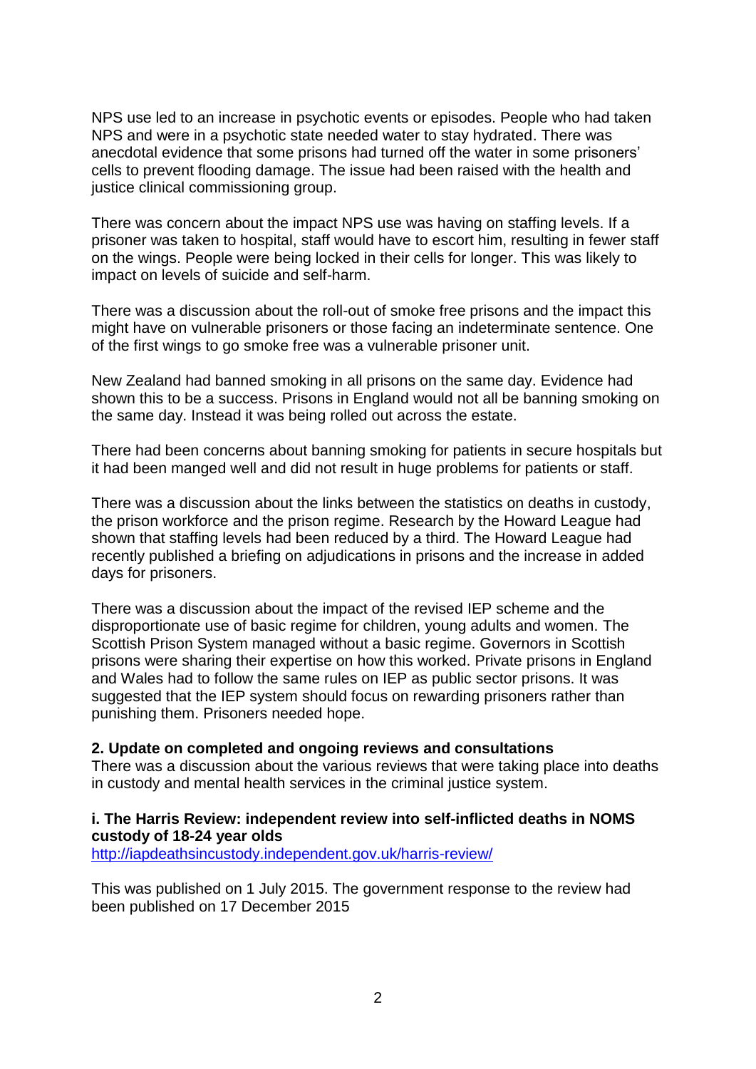NPS use led to an increase in psychotic events or episodes. People who had taken NPS and were in a psychotic state needed water to stay hydrated. There was anecdotal evidence that some prisons had turned off the water in some prisoners' cells to prevent flooding damage. The issue had been raised with the health and justice clinical commissioning group.

There was concern about the impact NPS use was having on staffing levels. If a prisoner was taken to hospital, staff would have to escort him, resulting in fewer staff on the wings. People were being locked in their cells for longer. This was likely to impact on levels of suicide and self-harm.

There was a discussion about the roll-out of smoke free prisons and the impact this might have on vulnerable prisoners or those facing an indeterminate sentence. One of the first wings to go smoke free was a vulnerable prisoner unit.

New Zealand had banned smoking in all prisons on the same day. Evidence had shown this to be a success. Prisons in England would not all be banning smoking on the same day. Instead it was being rolled out across the estate.

There had been concerns about banning smoking for patients in secure hospitals but it had been manged well and did not result in huge problems for patients or staff.

There was a discussion about the links between the statistics on deaths in custody, the prison workforce and the prison regime. Research by the Howard League had shown that staffing levels had been reduced by a third. The Howard League had recently published a briefing on adjudications in prisons and the increase in added days for prisoners.

There was a discussion about the impact of the revised IEP scheme and the disproportionate use of basic regime for children, young adults and women. The Scottish Prison System managed without a basic regime. Governors in Scottish prisons were sharing their expertise on how this worked. Private prisons in England and Wales had to follow the same rules on IEP as public sector prisons. It was suggested that the IEP system should focus on rewarding prisoners rather than punishing them. Prisoners needed hope.

**2. Update on completed and ongoing reviews and consultations**

There was a discussion about the various reviews that were taking place into deaths in custody and mental health services in the criminal justice system.

**i. The Harris Review: independent review into self-inflicted deaths in NOMS custody of 18-24 year olds**

http://iapdeathsincustody.independent.gov.uk/harris-review/

This was published on 1 July 2015. The government response to the review had been published on 17 December 2015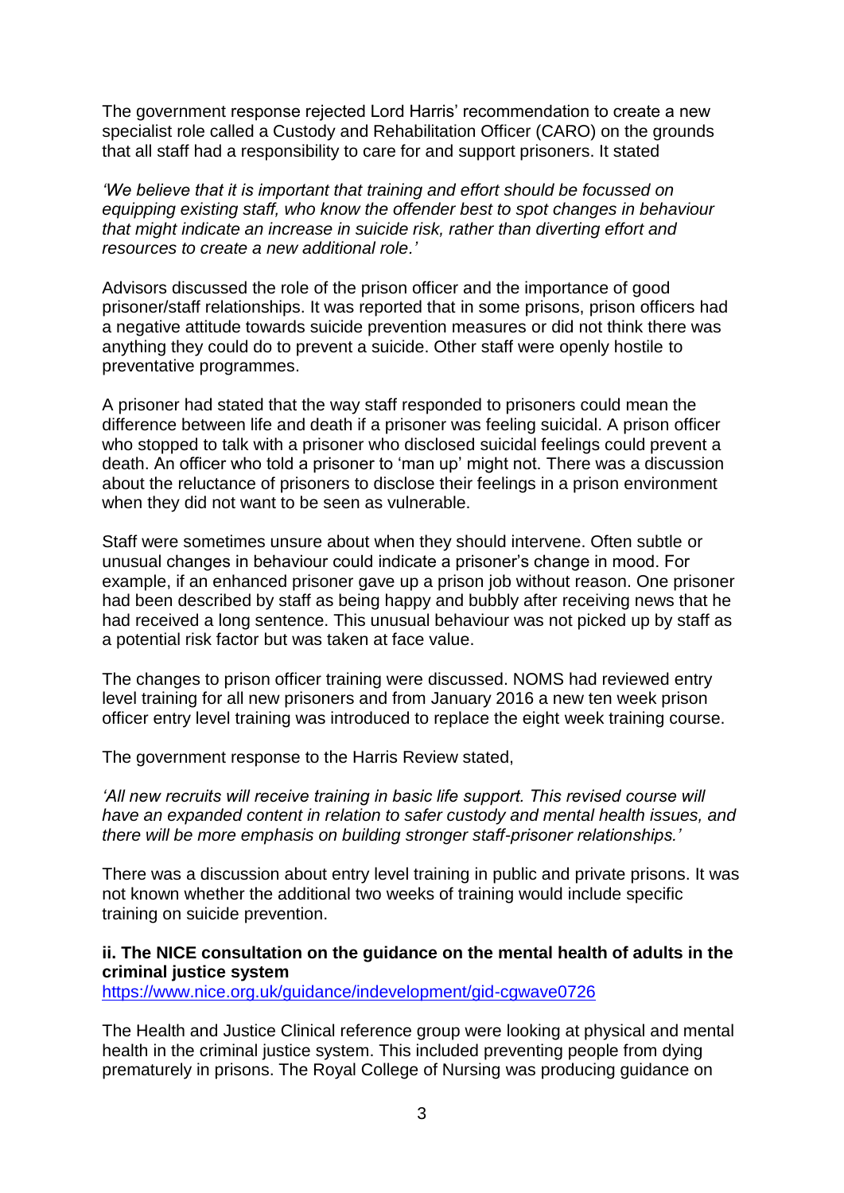The government response rejected Lord Harris' recommendation to create a new specialist role called a Custody and Rehabilitation Officer (CARO) on the grounds that all staff had a responsibility to care for and support prisoners. It stated

*'We believe that it is important that training and effort should be focussed on equipping existing staff, who know the offender best to spot changes in behaviour that might indicate an increase in suicide risk, rather than diverting effort and resources to create a new additional role.'*

Advisors discussed the role of the prison officer and the importance of good prisoner/staff relationships. It was reported that in some prisons, prison officers had a negative attitude towards suicide prevention measures or did not think there was anything they could do to prevent a suicide. Other staff were openly hostile to preventative programmes.

A prisoner had stated that the way staff responded to prisoners could mean the difference between life and death if a prisoner was feeling suicidal. A prison officer who stopped to talk with a prisoner who disclosed suicidal feelings could prevent a death. An officer who told a prisoner to 'man up' might not. There was a discussion about the reluctance of prisoners to disclose their feelings in a prison environment when they did not want to be seen as vulnerable.

Staff were sometimes unsure about when they should intervene. Often subtle or unusual changes in behaviour could indicate a prisoner's change in mood. For example, if an enhanced prisoner gave up a prison job without reason. One prisoner had been described by staff as being happy and bubbly after receiving news that he had received a long sentence. This unusual behaviour was not picked up by staff as a potential risk factor but was taken at face value.

The changes to prison officer training were discussed. NOMS had reviewed entry level training for all new prisoners and from January 2016 a new ten week prison officer entry level training was introduced to replace the eight week training course.

The government response to the Harris Review stated,

*'All new recruits will receive training in basic life support. This revised course will have an expanded content in relation to safer custody and mental health issues, and there will be more emphasis on building stronger staff-prisoner relationships.'*

There was a discussion about entry level training in public and private prisons. It was not known whether the additional two weeks of training would include specific training on suicide prevention.

**ii. The NICE consultation on the guidance on the mental health of adults in the criminal justice system**

https://www.nice.org.uk/guidance/indevelopment/gid-cgwave0726

The Health and Justice Clinical reference group were looking at physical and mental health in the criminal justice system. This included preventing people from dying prematurely in prisons. The Royal College of Nursing was producing guidance on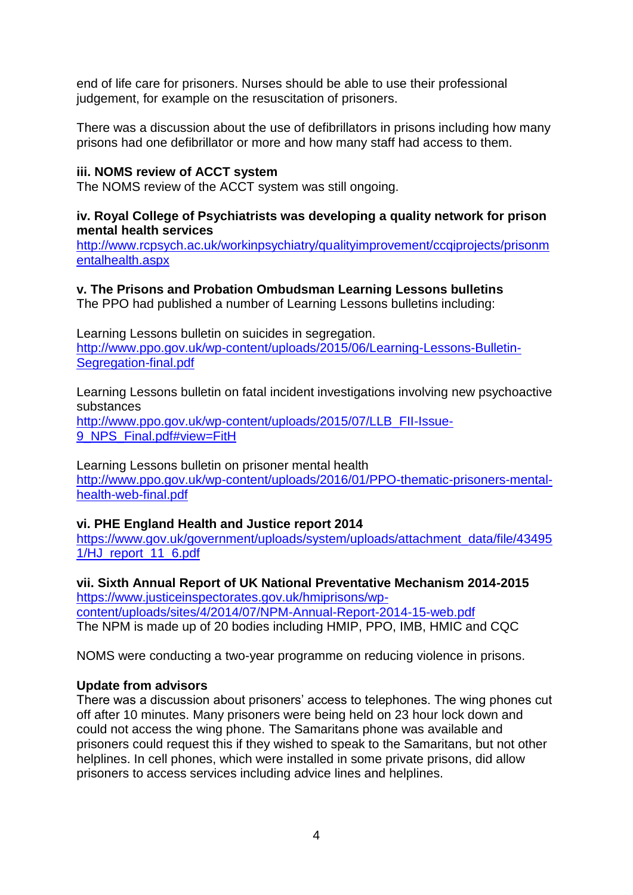end of life care for prisoners. Nurses should be able to use their professional judgement, for example on the resuscitation of prisoners.

There was a discussion about the use of defibrillators in prisons including how many prisons had one defibrillator or more and how many staff had access to them.

**iii. NOMS review of ACCT system**

The NOMS review of the ACCT system was still ongoing.

**iv. Royal College of Psychiatrists was developing a quality network for prison mental health services**

http://www.rcpsych.ac.uk/workinpsychiatry/qualityimprovement/ccqiprojects/prisonmentalhealth.aspx

**v. The Prisons and Probation Ombudsman Learning Lessons bulletins**

The PPO had published a number of Learning Lessons bulletins including:

Learning Lessons bulletin on suicides in segregation.
http://www.ppo.gov.uk/wp-content/uploads/2015/06/Learning-Lessons-Bulletin-Segregation-final.pdf

Learning Lessons bulletin on fatal incident investigations involving new psychoactive substances
http://www.ppo.gov.uk/wp-content/uploads/2015/07/LLB_FII-Issue-9_NPS_Final.pdf#view=FitH

Learning Lessons bulletin on prisoner mental health
http://www.ppo.gov.uk/wp-content/uploads/2016/01/PPO-thematic-prisoners-mental-health-web-final.pdf

**vi. PHE England Health and Justice report 2014**

https://www.gov.uk/government/uploads/system/uploads/attachment_data/file/434951/HJ_report_11_6.pdf

**vii. Sixth Annual Report of UK National Preventative Mechanism 2014-2015**

https://www.justiceinspectorates.gov.uk/hmiprisons/wp-content/uploads/sites/4/2014/07/NPM-Annual-Report-2014-15-web.pdf
The NPM is made up of 20 bodies including HMIP, PPO, IMB, HMIC and CQC

NOMS were conducting a two-year programme on reducing violence in prisons.

**Update from advisors**

There was a discussion about prisoners' access to telephones. The wing phones cut off after 10 minutes. Many prisoners were being held on 23 hour lock down and could not access the wing phone. The Samaritans phone was available and prisoners could request this if they wished to speak to the Samaritans, but not other helplines. In cell phones, which were installed in some private prisons, did allow prisoners to access services including advice lines and helplines.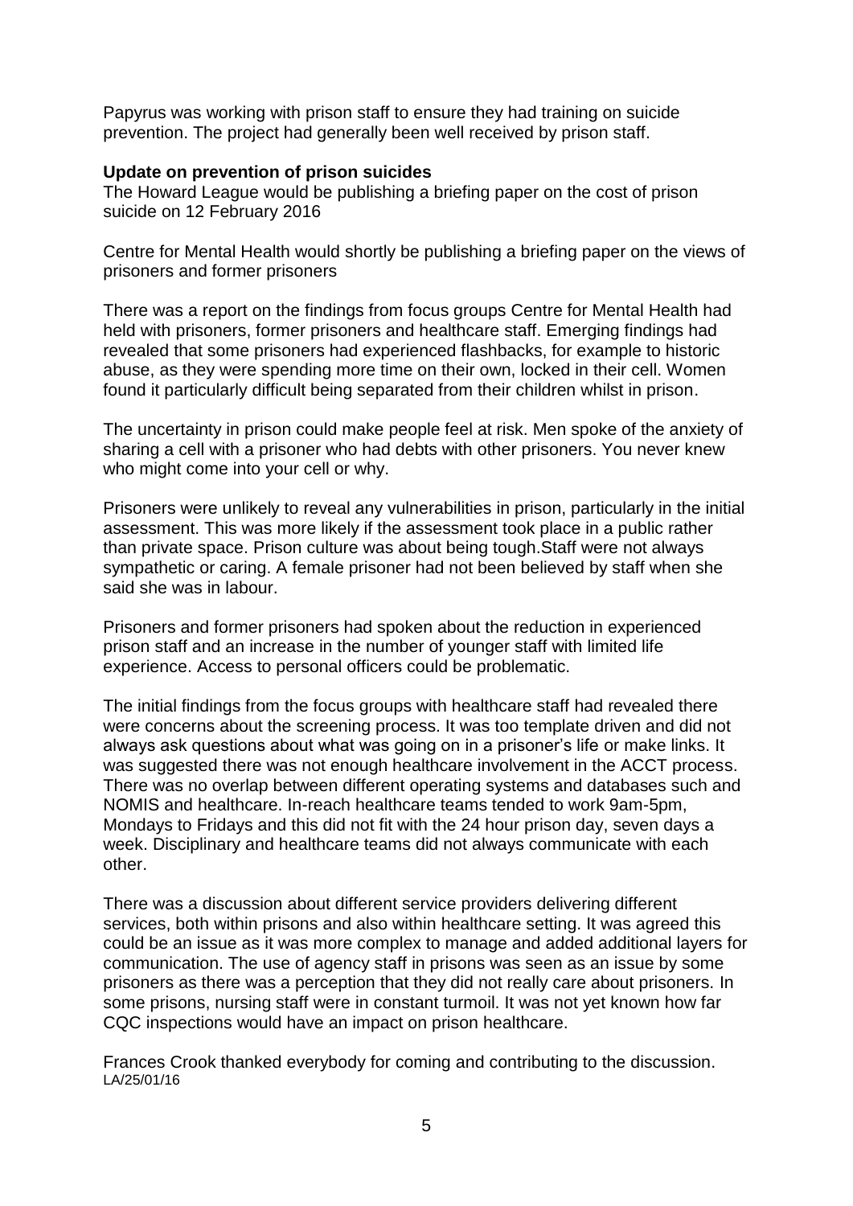Papyrus was working with prison staff to ensure they had training on suicide prevention. The project had generally been well received by prison staff.

**Update on prevention of prison suicides**

The Howard League would be publishing a briefing paper on the cost of prison suicide on 12 February 2016

Centre for Mental Health would shortly be publishing a briefing paper on the views of prisoners and former prisoners

There was a report on the findings from focus groups Centre for Mental Health had held with prisoners, former prisoners and healthcare staff. Emerging findings had revealed that some prisoners had experienced flashbacks, for example to historic abuse, as they were spending more time on their own, locked in their cell. Women found it particularly difficult being separated from their children whilst in prison.

The uncertainty in prison could make people feel at risk. Men spoke of the anxiety of sharing a cell with a prisoner who had debts with other prisoners. You never knew who might come into your cell or why.

Prisoners were unlikely to reveal any vulnerabilities in prison, particularly in the initial assessment. This was more likely if the assessment took place in a public rather than private space. Prison culture was about being tough.Staff were not always sympathetic or caring. A female prisoner had not been believed by staff when she said she was in labour.

Prisoners and former prisoners had spoken about the reduction in experienced prison staff and an increase in the number of younger staff with limited life experience. Access to personal officers could be problematic.

The initial findings from the focus groups with healthcare staff had revealed there were concerns about the screening process. It was too template driven and did not always ask questions about what was going on in a prisoner's life or make links. It was suggested there was not enough healthcare involvement in the ACCT process. There was no overlap between different operating systems and databases such and NOMIS and healthcare. In-reach healthcare teams tended to work 9am-5pm, Mondays to Fridays and this did not fit with the 24 hour prison day, seven days a week. Disciplinary and healthcare teams did not always communicate with each other.

There was a discussion about different service providers delivering different services, both within prisons and also within healthcare setting. It was agreed this could be an issue as it was more complex to manage and added additional layers for communication. The use of agency staff in prisons was seen as an issue by some prisoners as there was a perception that they did not really care about prisoners. In some prisons, nursing staff were in constant turmoil. It was not yet known how far CQC inspections would have an impact on prison healthcare.

Frances Crook thanked everybody for coming and contributing to the discussion.

LA/25/01/16